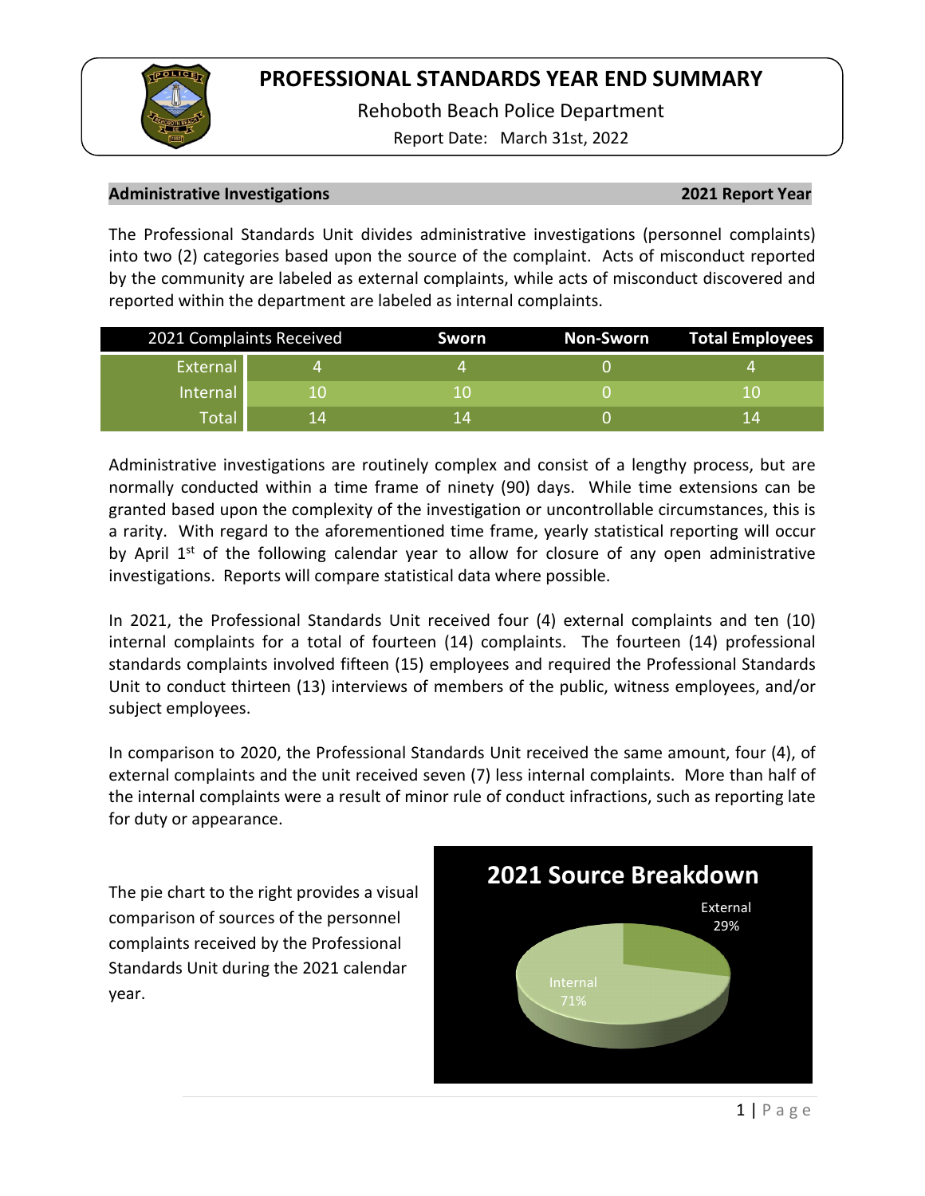# PROFESSIONAL STANDARDS YEAR END SUMMARY

Rehoboth Beach Police Department

Report Date: March 31st, 2022

**Administrative Investigations** **2021 Report Year**

The Professional Standards Unit divides administrative investigations (personnel complaints) into two (2) categories based upon the source of the complaint. Acts of misconduct reported by the community are labeled as external complaints, while acts of misconduct discovered and reported within the department are labeled as internal complaints.

| 2021 Complaints Received | | Sworn | Non-Sworn | Total Employees |
|---|---|---|---|---|
| External | 4 | 4 | 0 | 4 |
| Internal | 10 | 10 | 0 | 10 |
| Total | 14 | 14 | 0 | 14 |

Administrative investigations are routinely complex and consist of a lengthy process, but are normally conducted within a time frame of ninety (90) days. While time extensions can be granted based upon the complexity of the investigation or uncontrollable circumstances, this is a rarity. With regard to the aforementioned time frame, yearly statistical reporting will occur by April 1st of the following calendar year to allow for closure of any open administrative investigations. Reports will compare statistical data where possible.

In 2021, the Professional Standards Unit received four (4) external complaints and ten (10) internal complaints for a total of fourteen (14) complaints. The fourteen (14) professional standards complaints involved fifteen (15) employees and required the Professional Standards Unit to conduct thirteen (13) interviews of members of the public, witness employees, and/or subject employees.

In comparison to 2020, the Professional Standards Unit received the same amount, four (4), of external complaints and the unit received seven (7) less internal complaints. More than half of the internal complaints were a result of minor rule of conduct infractions, such as reporting late for duty or appearance.

The pie chart to the right provides a visual comparison of sources of the personnel complaints received by the Professional Standards Unit during the 2021 calendar year.

**2021 Source Breakdown**

External 29%

Internal 71%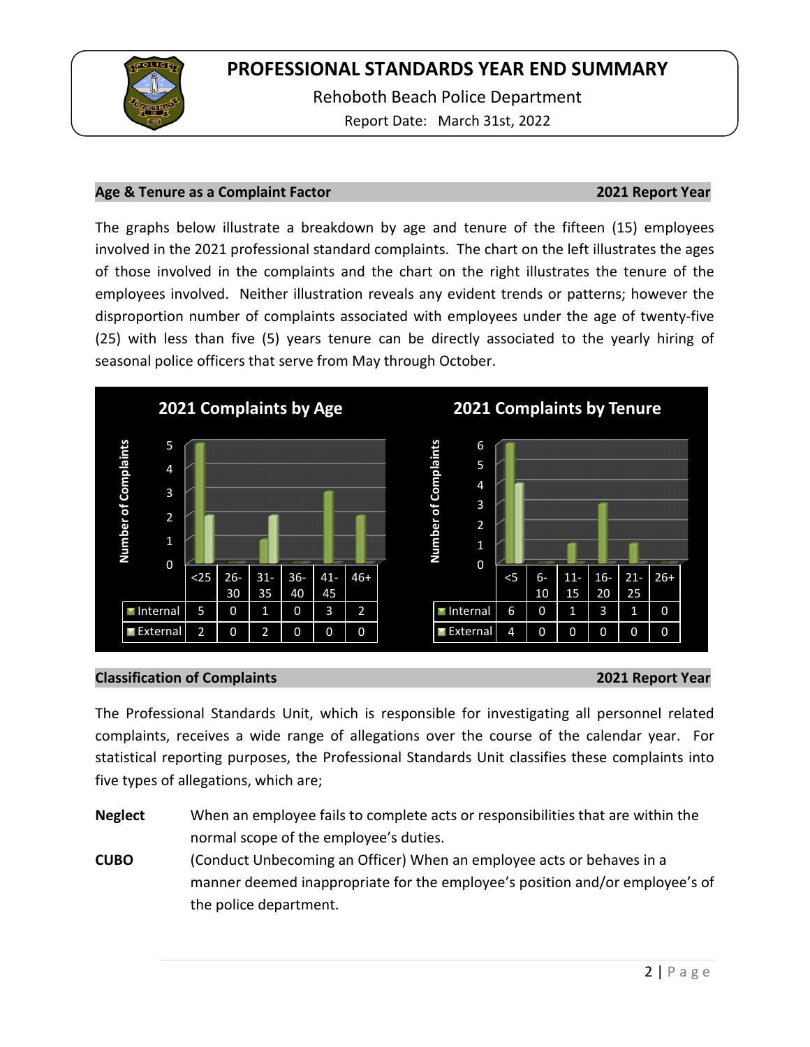# PROFESSIONAL STANDARDS YEAR END SUMMARY

Rehoboth Beach Police Department

Report Date: March 31st, 2022

## Age & Tenure as a Complaint Factor — 2021 Report Year

The graphs below illustrate a breakdown by age and tenure of the fifteen (15) employees involved in the 2021 professional standard complaints. The chart on the left illustrates the ages of those involved in the complaints and the chart on the right illustrates the tenure of the employees involved. Neither illustration reveals any evident trends or patterns; however the disproportion number of complaints associated with employees under the age of twenty-five (25) with less than five (5) years tenure can be directly associated to the yearly hiring of seasonal police officers that serve from May through October.

**2021 Complaints by Age**

| | <25 | 26-30 | 31-35 | 36-40 | 41-45 | 46+ |
|---|---|---|---|---|---|---|
| Internal | 5 | 0 | 1 | 0 | 3 | 2 |
| External | 2 | 0 | 2 | 0 | 0 | 0 |

**2021 Complaints by Tenure**

| | <5 | 6-10 | 11-15 | 16-20 | 21-25 | 26+ |
|---|---|---|---|---|---|---|
| Internal | 6 | 0 | 1 | 3 | 1 | 0 |
| External | 4 | 0 | 0 | 0 | 0 | 0 |

## Classification of Complaints — 2021 Report Year

The Professional Standards Unit, which is responsible for investigating all personnel related complaints, receives a wide range of allegations over the course of the calendar year. For statistical reporting purposes, the Professional Standards Unit classifies these complaints into five types of allegations, which are;

**Neglect** When an employee fails to complete acts or responsibilities that are within the normal scope of the employee's duties.

**CUBO** (Conduct Unbecoming an Officer) When an employee acts or behaves in a manner deemed inappropriate for the employee's position and/or employee's of the police department.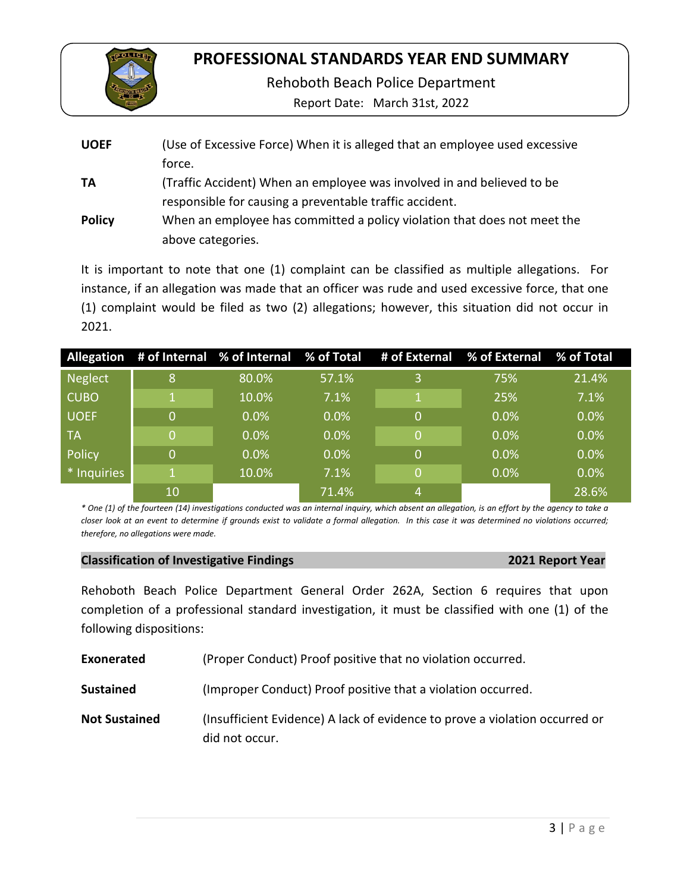| | |
|---|---|
| **UOEF** | (Use of Excessive Force) When it is alleged that an employee used excessive force. |
| **TA** | (Traffic Accident) When an employee was involved in and believed to be responsible for causing a preventable traffic accident. |
| **Policy** | When an employee has committed a policy violation that does not meet the above categories. |

It is important to note that one (1) complaint can be classified as multiple allegations. For instance, if an allegation was made that an officer was rude and used excessive force, that one (1) complaint would be filed as two (2) allegations; however, this situation did not occur in 2021.

| Allegation | # of Internal | % of Internal | % of Total | # of External | % of External | % of Total |
|---|---|---|---|---|---|---|
| Neglect | 8 | 80.0% | 57.1% | 3 | 75% | 21.4% |
| CUBO | 1 | 10.0% | 7.1% | 1 | 25% | 7.1% |
| UOEF | 0 | 0.0% | 0.0% | 0 | 0.0% | 0.0% |
| TA | 0 | 0.0% | 0.0% | 0 | 0.0% | 0.0% |
| Policy | 0 | 0.0% | 0.0% | 0 | 0.0% | 0.0% |
| * Inquiries | 1 | 10.0% | 7.1% | 0 | 0.0% | 0.0% |
| | 10 | | 71.4% | 4 | | 28.6% |

*\* One (1) of the fourteen (14) investigations conducted was an internal inquiry, which absent an allegation, is an effort by the agency to take a closer look at an event to determine if grounds exist to validate a formal allegation. In this case it was determined no violations occurred; therefore, no allegations were made.*

## Classification of Investigative Findings — 2021 Report Year

Rehoboth Beach Police Department General Order 262A, Section 6 requires that upon completion of a professional standard investigation, it must be classified with one (1) of the following dispositions:

| | |
|---|---|
| **Exonerated** | (Proper Conduct) Proof positive that no violation occurred. |
| **Sustained** | (Improper Conduct) Proof positive that a violation occurred. |
| **Not Sustained** | (Insufficient Evidence) A lack of evidence to prove a violation occurred or did not occur. |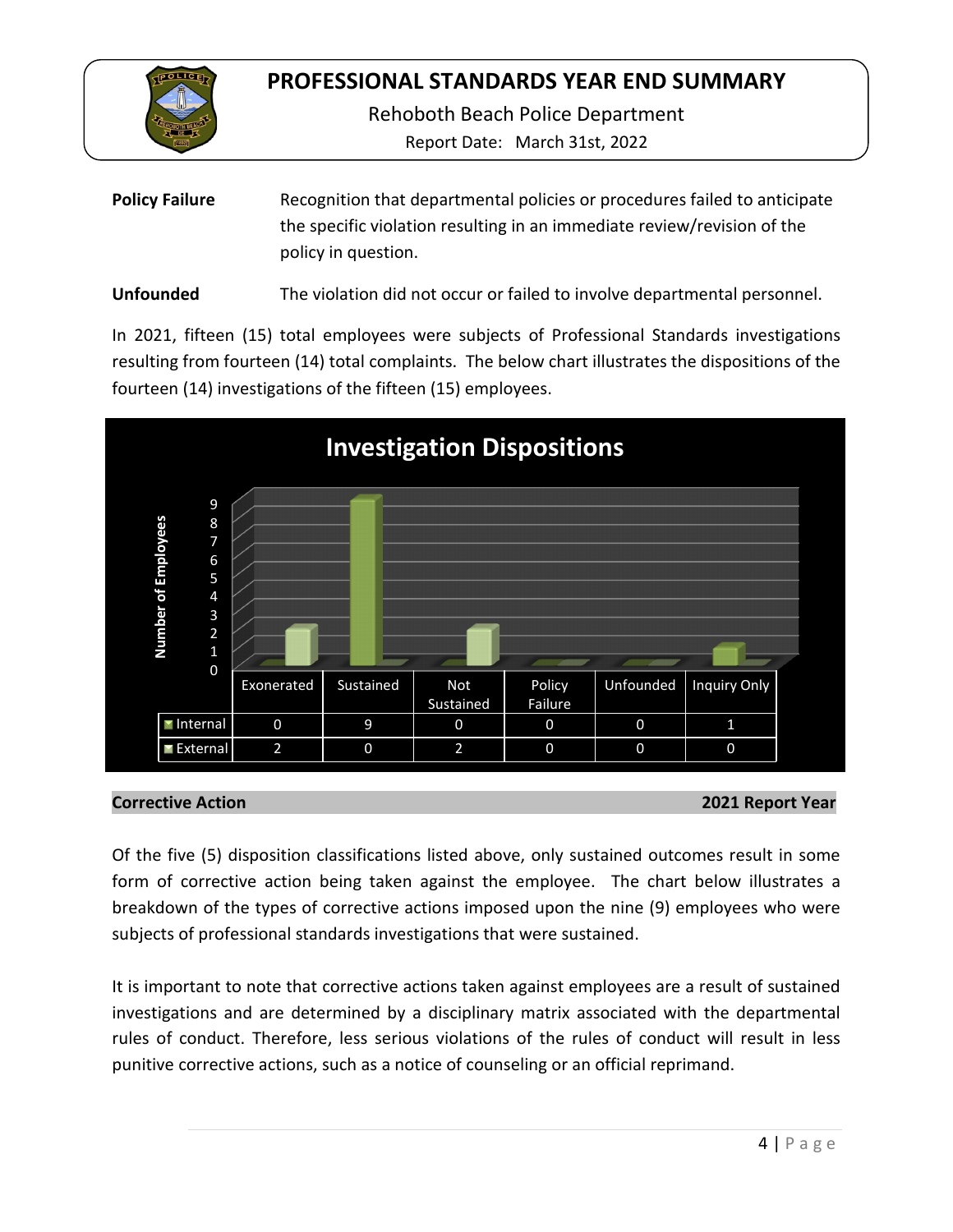**Policy Failure** Recognition that departmental policies or procedures failed to anticipate the specific violation resulting in an immediate review/revision of the policy in question.

**Unfounded** The violation did not occur or failed to involve departmental personnel.

In 2021, fifteen (15) total employees were subjects of Professional Standards investigations resulting from fourteen (14) total complaints. The below chart illustrates the dispositions of the fourteen (14) investigations of the fifteen (15) employees.

**Investigation Dispositions**

| | Exonerated | Sustained | Not Sustained | Policy Failure | Unfounded | Inquiry Only |
|---|---|---|---|---|---|---|
| Internal | 0 | 9 | 0 | 0 | 0 | 1 |
| External | 2 | 0 | 2 | 0 | 0 | 0 |

**Corrective Action** **2021 Report Year**

Of the five (5) disposition classifications listed above, only sustained outcomes result in some form of corrective action being taken against the employee. The chart below illustrates a breakdown of the types of corrective actions imposed upon the nine (9) employees who were subjects of professional standards investigations that were sustained.

It is important to note that corrective actions taken against employees are a result of sustained investigations and are determined by a disciplinary matrix associated with the departmental rules of conduct. Therefore, less serious violations of the rules of conduct will result in less punitive corrective actions, such as a notice of counseling or an official reprimand.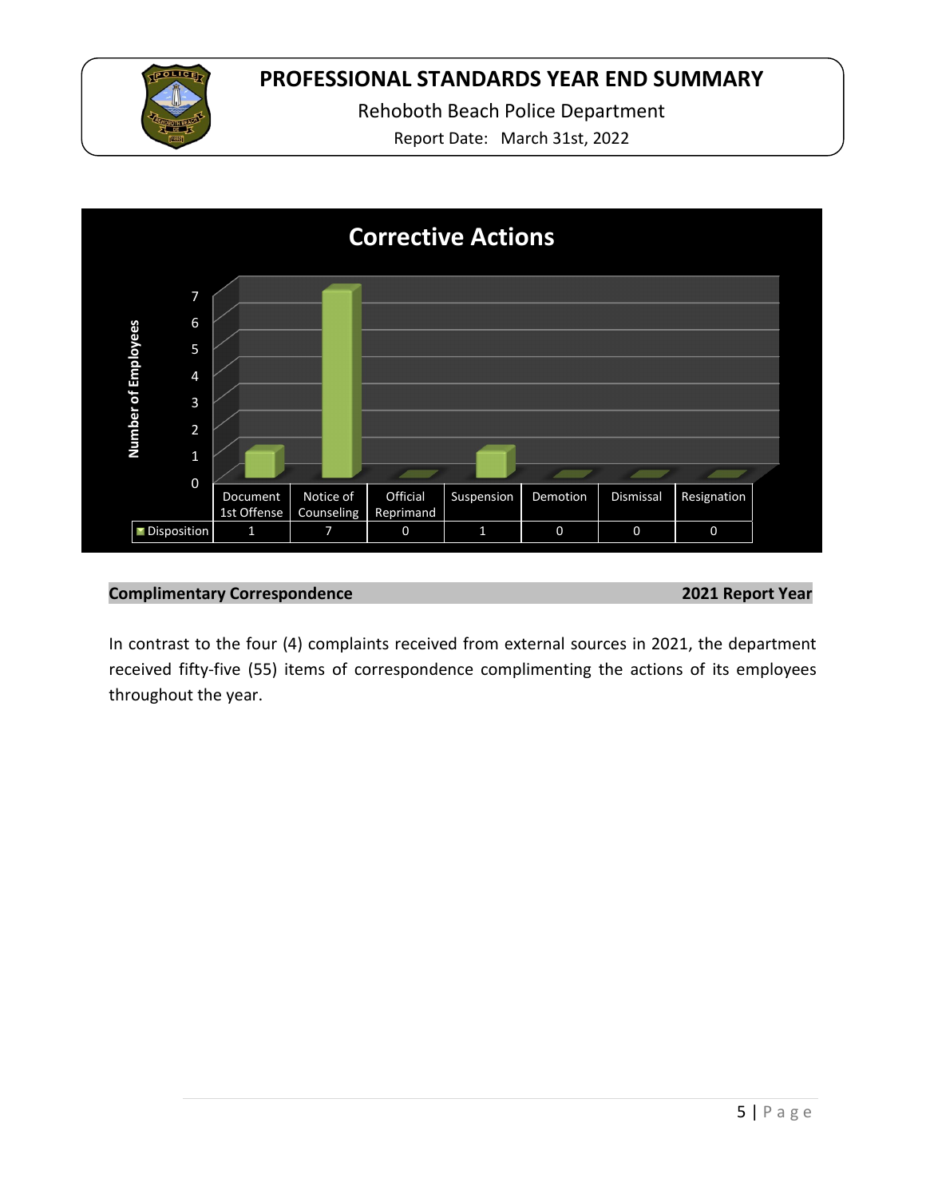# PROFESSIONAL STANDARDS YEAR END SUMMARY

Rehoboth Beach Police Department

Report Date: March 31st, 2022

Corrective Actions

Number of Employees

7
6
5
4
3
2
1
0

Document 1st Offense
Notice of Counseling
Official Reprimand
Suspension
Demotion
Dismissal
Resignation

Disposition
1
7
0
1
0
0
0

**Complimentary Correspondence** **2021 Report Year**

In contrast to the four (4) complaints received from external sources in 2021, the department received fifty-five (55) items of correspondence complimenting the actions of its employees throughout the year.